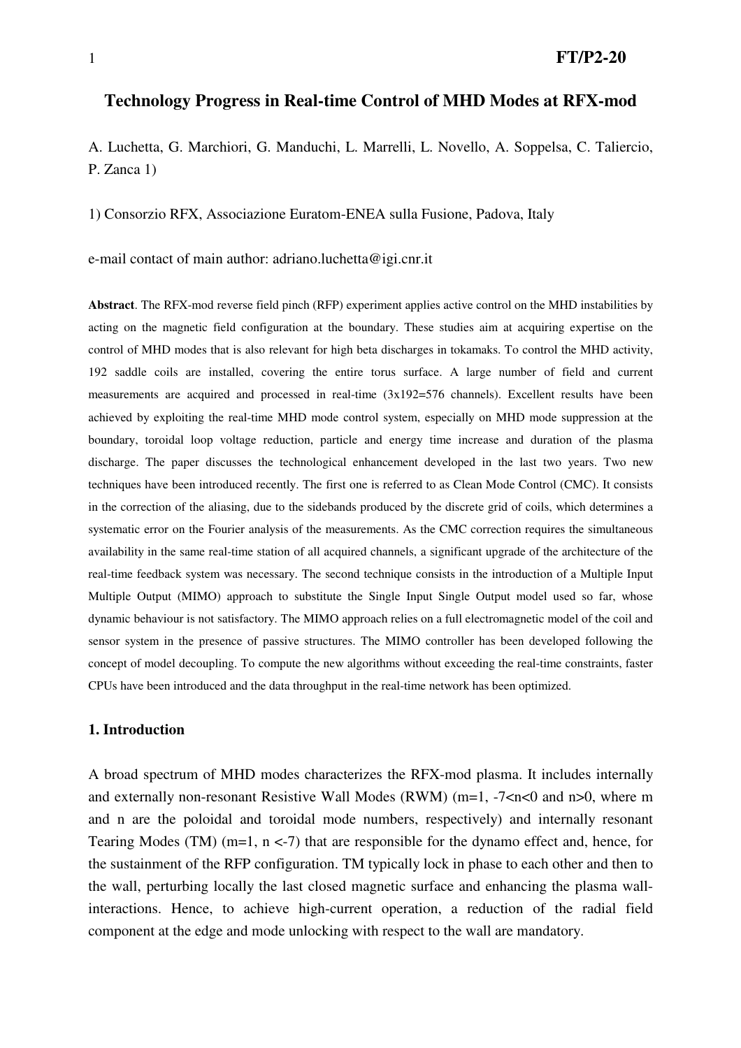# Technology Progress in Real-time Control of MHD Modes at RFX-mod

A. Luchetta, G. Marchiori, G. Manduchi, L. Marrelli, L. Novello, A. Soppelsa, C. Taliercio, P. Zanca 1)

1) Consorzio RFX, Associazione Euratom-ENEA sulla Fusione, Padova, Italy

e-mail contact of main author: adriano.luchetta@igi.cnr.it

**Abstract**. The RFX-mod reverse field pinch (RFP) experiment applies active control on the MHD instabilities by acting on the magnetic field configuration at the boundary. These studies aim at acquiring expertise on the control of MHD modes that is also relevant for high beta discharges in tokamaks. To control the MHD activity, 192 saddle coils are installed, covering the entire torus surface. A large number of field and current measurements are acquired and processed in real-time (3x192=576 channels). Excellent results have been achieved by exploiting the real-time MHD mode control system, especially on MHD mode suppression at the boundary, toroidal loop voltage reduction, particle and energy time increase and duration of the plasma discharge. The paper discusses the technological enhancement developed in the last two years. Two new techniques have been introduced recently. The first one is referred to as Clean Mode Control (CMC). It consists in the correction of the aliasing, due to the sidebands produced by the discrete grid of coils, which determines a systematic error on the Fourier analysis of the measurements. As the CMC correction requires the simultaneous availability in the same real-time station of all acquired channels, a significant upgrade of the architecture of the real-time feedback system was necessary. The second technique consists in the introduction of a Multiple Input Multiple Output (MIMO) approach to substitute the Single Input Single Output model used so far, whose dynamic behaviour is not satisfactory. The MIMO approach relies on a full electromagnetic model of the coil and sensor system in the presence of passive structures. The MIMO controller has been developed following the concept of model decoupling. To compute the new algorithms without exceeding the real-time constraints, faster CPUs have been introduced and the data throughput in the real-time network has been optimized.

## 1. Introduction

A broad spectrum of MHD modes characterizes the RFX-mod plasma. It includes internally and externally non-resonant Resistive Wall Modes (RWM) ($m=1$, $-7<n<0$ and $n>0$, where m and n are the poloidal and toroidal mode numbers, respectively) and internally resonant Tearing Modes (TM) ($m=1$, $n<-7$) that are responsible for the dynamo effect and, hence, for the sustainment of the RFP configuration. TM typically lock in phase to each other and then to the wall, perturbing locally the last closed magnetic surface and enhancing the plasma wall-interactions. Hence, to achieve high-current operation, a reduction of the radial field component at the edge and mode unlocking with respect to the wall are mandatory.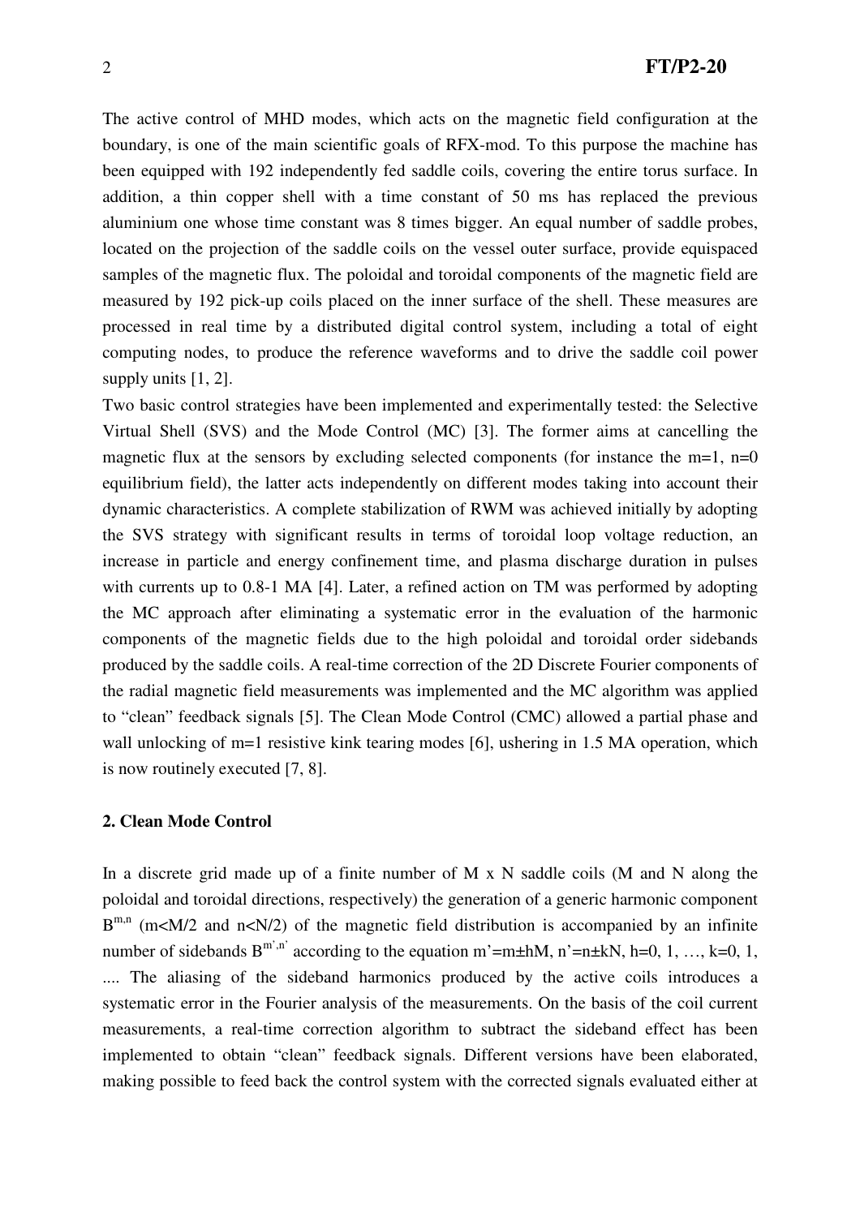The active control of MHD modes, which acts on the magnetic field configuration at the boundary, is one of the main scientific goals of RFX-mod. To this purpose the machine has been equipped with 192 independently fed saddle coils, covering the entire torus surface. In addition, a thin copper shell with a time constant of 50 ms has replaced the previous aluminium one whose time constant was 8 times bigger. An equal number of saddle probes, located on the projection of the saddle coils on the vessel outer surface, provide equispaced samples of the magnetic flux. The poloidal and toroidal components of the magnetic field are measured by 192 pick-up coils placed on the inner surface of the shell. These measures are processed in real time by a distributed digital control system, including a total of eight computing nodes, to produce the reference waveforms and to drive the saddle coil power supply units [1, 2].

Two basic control strategies have been implemented and experimentally tested: the Selective Virtual Shell (SVS) and the Mode Control (MC) [3]. The former aims at cancelling the magnetic flux at the sensors by excluding selected components (for instance the m=1, n=0 equilibrium field), the latter acts independently on different modes taking into account their dynamic characteristics. A complete stabilization of RWM was achieved initially by adopting the SVS strategy with significant results in terms of toroidal loop voltage reduction, an increase in particle and energy confinement time, and plasma discharge duration in pulses with currents up to 0.8-1 MA [4]. Later, a refined action on TM was performed by adopting the MC approach after eliminating a systematic error in the evaluation of the harmonic components of the magnetic fields due to the high poloidal and toroidal order sidebands produced by the saddle coils. A real-time correction of the 2D Discrete Fourier components of the radial magnetic field measurements was implemented and the MC algorithm was applied to "clean" feedback signals [5]. The Clean Mode Control (CMC) allowed a partial phase and wall unlocking of m=1 resistive kink tearing modes [6], ushering in 1.5 MA operation, which is now routinely executed [7, 8].

## 2. Clean Mode Control

In a discrete grid made up of a finite number of M x N saddle coils (M and N along the poloidal and toroidal directions, respectively) the generation of a generic harmonic component $B^{m,n}$ ($m<M/2$ and $n<N/2$) of the magnetic field distribution is accompanied by an infinite number of sidebands $B^{m',n'}$ according to the equation $m'=m\pm hM$, $n'=n\pm kN$, $h=0, 1, \ldots, k=0, 1, \ldots$. The aliasing of the sideband harmonics produced by the active coils introduces a systematic error in the Fourier analysis of the measurements. On the basis of the coil current measurements, a real-time correction algorithm to subtract the sideband effect has been implemented to obtain "clean" feedback signals. Different versions have been elaborated, making possible to feed back the control system with the corrected signals evaluated either at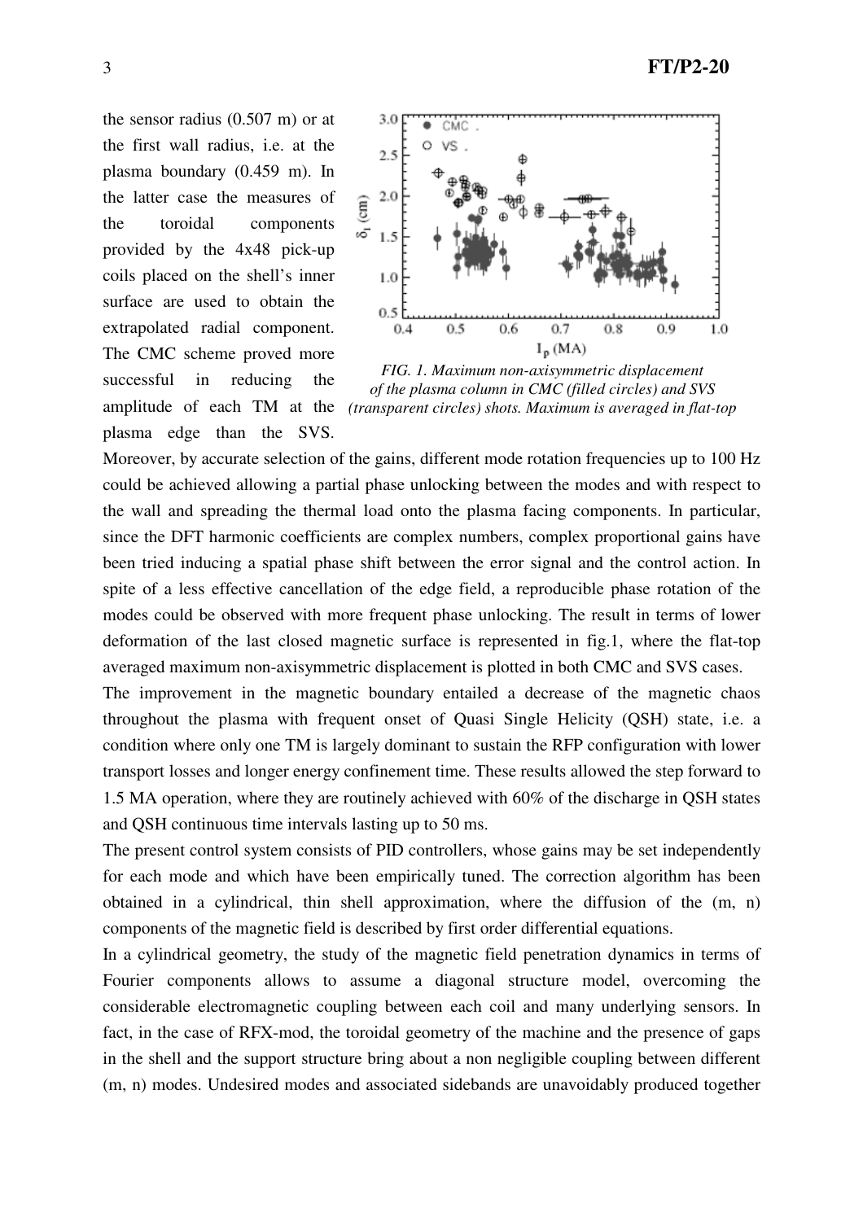the sensor radius (0.507 m) or at the first wall radius, i.e. at the plasma boundary (0.459 m). In the latter case the measures of the toroidal components provided by the 4x48 pick-up coils placed on the shell's inner surface are used to obtain the extrapolated radial component. The CMC scheme proved more successful in reducing the amplitude of each TM at the plasma edge than the SVS. Moreover, by accurate selection of the gains, different mode rotation frequencies up to 100 Hz could be achieved allowing a partial phase unlocking between the modes and with respect to the wall and spreading the thermal load onto the plasma facing components. In particular, since the DFT harmonic coefficients are complex numbers, complex proportional gains have been tried inducing a spatial phase shift between the error signal and the control action. In spite of a less effective cancellation of the edge field, a reproducible phase rotation of the modes could be observed with more frequent phase unlocking. The result in terms of lower deformation of the last closed magnetic surface is represented in fig.1, where the flat-top averaged maximum non-axisymmetric displacement is plotted in both CMC and SVS cases.

*FIG. 1. Maximum non-axisymmetric displacement of the plasma column in CMC (filled circles) and SVS (transparent circles) shots. Maximum is averaged in flat-top*

The improvement in the magnetic boundary entailed a decrease of the magnetic chaos throughout the plasma with frequent onset of Quasi Single Helicity (QSH) state, i.e. a condition where only one TM is largely dominant to sustain the RFP configuration with lower transport losses and longer energy confinement time. These results allowed the step forward to 1.5 MA operation, where they are routinely achieved with 60% of the discharge in QSH states and QSH continuous time intervals lasting up to 50 ms.

The present control system consists of PID controllers, whose gains may be set independently for each mode and which have been empirically tuned. The correction algorithm has been obtained in a cylindrical, thin shell approximation, where the diffusion of the (m, n) components of the magnetic field is described by first order differential equations.

In a cylindrical geometry, the study of the magnetic field penetration dynamics in terms of Fourier components allows to assume a diagonal structure model, overcoming the considerable electromagnetic coupling between each coil and many underlying sensors. In fact, in the case of RFX-mod, the toroidal geometry of the machine and the presence of gaps in the shell and the support structure bring about a non negligible coupling between different (m, n) modes. Undesired modes and associated sidebands are unavoidably produced together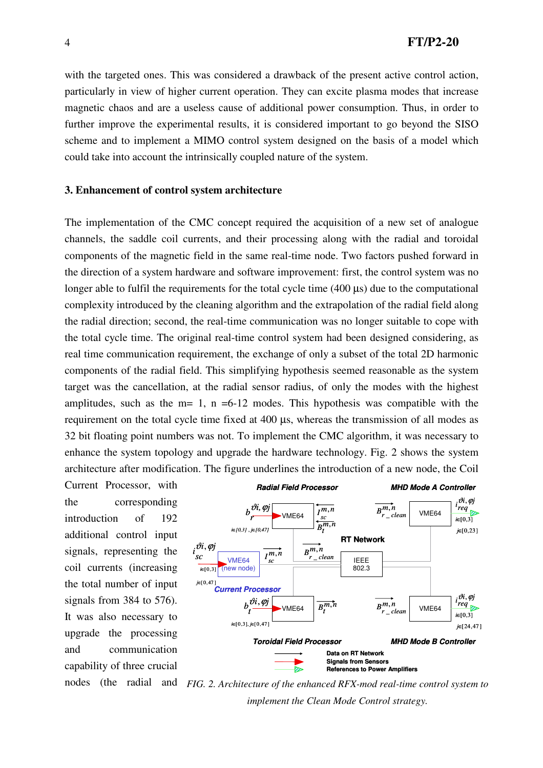with the targeted ones. This was considered a drawback of the present active control action, particularly in view of higher current operation. They can excite plasma modes that increase magnetic chaos and are a useless cause of additional power consumption. Thus, in order to further improve the experimental results, it is considered important to go beyond the SISO scheme and to implement a MIMO control system designed on the basis of a model which could take into account the intrinsically coupled nature of the system.

### 3. Enhancement of control system architecture

The implementation of the CMC concept required the acquisition of a new set of analogue channels, the saddle coil currents, and their processing along with the radial and toroidal components of the magnetic field in the same real-time node. Two factors pushed forward in the direction of a system hardware and software improvement: first, the control system was no longer able to fulfil the requirements for the total cycle time (400 µs) due to the computational complexity introduced by the cleaning algorithm and the extrapolation of the radial field along the radial direction; second, the real-time communication was no longer suitable to cope with the total cycle time. The original real-time control system had been designed considering, as real time communication requirement, the exchange of only a subset of the total 2D harmonic components of the radial field. This simplifying hypothesis seemed reasonable as the system target was the cancellation, at the radial sensor radius, of only the modes with the highest amplitudes, such as the m= 1, n =6-12 modes. This hypothesis was compatible with the requirement on the total cycle time fixed at 400 µs, whereas the transmission of all modes as 32 bit floating point numbers was not. To implement the CMC algorithm, it was necessary to enhance the system topology and upgrade the hardware technology. Fig. 2 shows the system architecture after modification. The figure underlines the introduction of a new node, the Coil Current Processor, with the corresponding introduction of 192 additional control input signals, representing the coil currents (increasing the total number of input signals from 384 to 576). It was also necessary to upgrade the processing and communication capability of three crucial nodes (the radial and

FIG. 2. *Architecture of the enhanced RFX-mod real-time control system to implement the Clean Mode Control strategy.*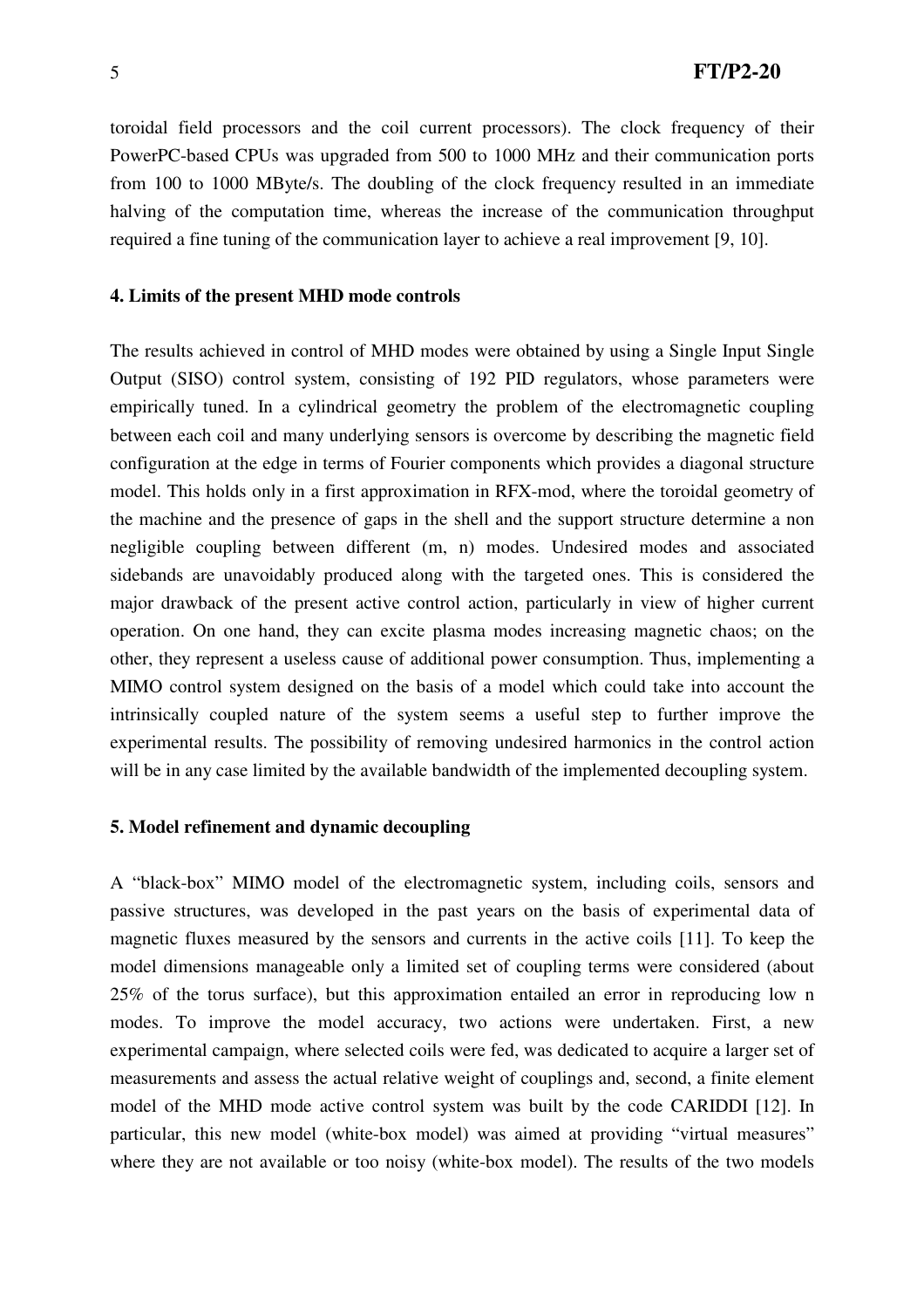toroidal field processors and the coil current processors). The clock frequency of their PowerPC-based CPUs was upgraded from 500 to 1000 MHz and their communication ports from 100 to 1000 MByte/s. The doubling of the clock frequency resulted in an immediate halving of the computation time, whereas the increase of the communication throughput required a fine tuning of the communication layer to achieve a real improvement [9, 10].

## 4. Limits of the present MHD mode controls

The results achieved in control of MHD modes were obtained by using a Single Input Single Output (SISO) control system, consisting of 192 PID regulators, whose parameters were empirically tuned. In a cylindrical geometry the problem of the electromagnetic coupling between each coil and many underlying sensors is overcome by describing the magnetic field configuration at the edge in terms of Fourier components which provides a diagonal structure model. This holds only in a first approximation in RFX-mod, where the toroidal geometry of the machine and the presence of gaps in the shell and the support structure determine a non negligible coupling between different (m, n) modes. Undesired modes and associated sidebands are unavoidably produced along with the targeted ones. This is considered the major drawback of the present active control action, particularly in view of higher current operation. On one hand, they can excite plasma modes increasing magnetic chaos; on the other, they represent a useless cause of additional power consumption. Thus, implementing a MIMO control system designed on the basis of a model which could take into account the intrinsically coupled nature of the system seems a useful step to further improve the experimental results. The possibility of removing undesired harmonics in the control action will be in any case limited by the available bandwidth of the implemented decoupling system.

## 5. Model refinement and dynamic decoupling

A "black-box" MIMO model of the electromagnetic system, including coils, sensors and passive structures, was developed in the past years on the basis of experimental data of magnetic fluxes measured by the sensors and currents in the active coils [11]. To keep the model dimensions manageable only a limited set of coupling terms were considered (about 25% of the torus surface), but this approximation entailed an error in reproducing low n modes. To improve the model accuracy, two actions were undertaken. First, a new experimental campaign, where selected coils were fed, was dedicated to acquire a larger set of measurements and assess the actual relative weight of couplings and, second, a finite element model of the MHD mode active control system was built by the code CARIDDI [12]. In particular, this new model (white-box model) was aimed at providing "virtual measures" where they are not available or too noisy (white-box model). The results of the two models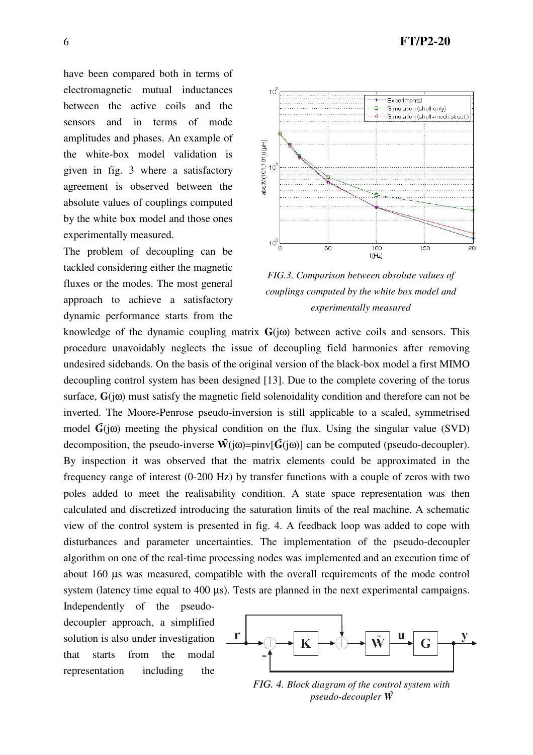have been compared both in terms of electromagnetic mutual inductances between the active coils and the sensors and in terms of mode amplitudes and phases. An example of the white-box model validation is given in fig. 3 where a satisfactory agreement is observed between the absolute values of couplings computed by the white box model and those ones experimentally measured.

*FIG.3. Comparison between absolute values of couplings computed by the white box model and experimentally measured*

The problem of decoupling can be tackled considering either the magnetic fluxes or the modes. The most general approach to achieve a satisfactory dynamic performance starts from the knowledge of the dynamic coupling matrix $\mathbf{G}(j\omega)$ between active coils and sensors. This procedure unavoidably neglects the issue of decoupling field harmonics after removing undesired sidebands. On the basis of the original version of the black-box model a first MIMO decoupling control system has been designed [13]. Due to the complete covering of the torus surface, $\mathbf{G}(j\omega)$ must satisfy the magnetic field solenoidality condition and therefore can not be inverted. The Moore-Penrose pseudo-inversion is still applicable to a scaled, symmetrised model $\tilde{\mathbf{G}}(j\omega)$ meeting the physical condition on the flux. Using the singular value (SVD) decomposition, the pseudo-inverse $\tilde{\mathbf{W}}(j\omega)=\text{pinv}[\tilde{\mathbf{G}}(j\omega)]$ can be computed (pseudo-decoupler). By inspection it was observed that the matrix elements could be approximated in the frequency range of interest (0-200 Hz) by transfer functions with a couple of zeros with two poles added to meet the realisability condition. A state space representation was then calculated and discretized introducing the saturation limits of the real machine. A schematic view of the control system is presented in fig. 4. A feedback loop was added to cope with disturbances and parameter uncertainties. The implementation of the pseudo-decoupler algorithm on one of the real-time processing nodes was implemented and an execution time of about 160 μs was measured, compatible with the overall requirements of the mode control system (latency time equal to 400 μs). Tests are planned in the next experimental campaigns.

Independently of the pseudo-decoupler approach, a simplified solution is also under investigation that starts from the modal representation including the

*FIG. 4. Block diagram of the control system with pseudo-decoupler* $\tilde{\mathbf{W}}$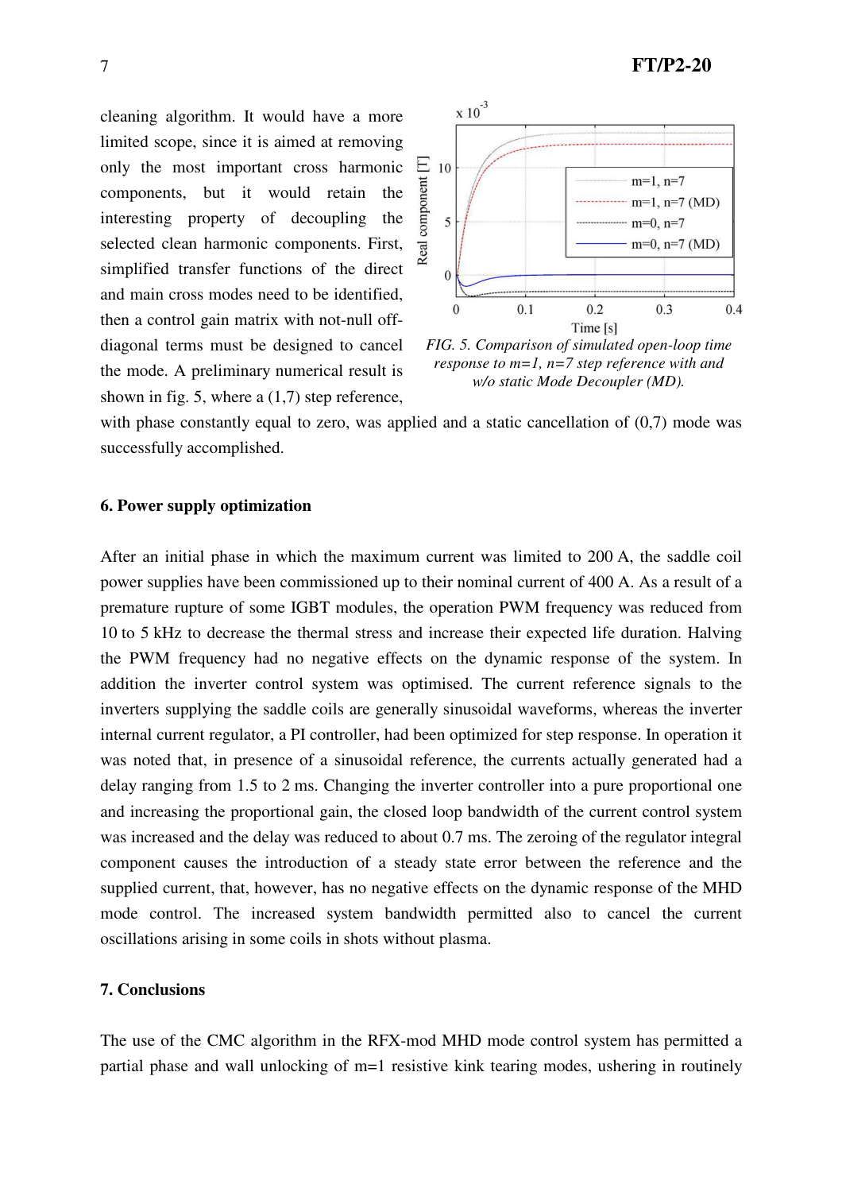cleaning algorithm. It would have a more limited scope, since it is aimed at removing only the most important cross harmonic components, but it would retain the interesting property of decoupling the selected clean harmonic components. First, simplified transfer functions of the direct and main cross modes need to be identified, then a control gain matrix with not-null off-diagonal terms must be designed to cancel the mode. A preliminary numerical result is shown in fig. 5, where a (1,7) step reference, with phase constantly equal to zero, was applied and a static cancellation of (0,7) mode was successfully accomplished.

*FIG. 5. Comparison of simulated open-loop time response to m=1, n=7 step reference with and w/o static Mode Decoupler (MD).*

### 6. Power supply optimization

After an initial phase in which the maximum current was limited to 200 A, the saddle coil power supplies have been commissioned up to their nominal current of 400 A. As a result of a premature rupture of some IGBT modules, the operation PWM frequency was reduced from 10 to 5 kHz to decrease the thermal stress and increase their expected life duration. Halving the PWM frequency had no negative effects on the dynamic response of the system. In addition the inverter control system was optimised. The current reference signals to the inverters supplying the saddle coils are generally sinusoidal waveforms, whereas the inverter internal current regulator, a PI controller, had been optimized for step response. In operation it was noted that, in presence of a sinusoidal reference, the currents actually generated had a delay ranging from 1.5 to 2 ms. Changing the inverter controller into a pure proportional one and increasing the proportional gain, the closed loop bandwidth of the current control system was increased and the delay was reduced to about 0.7 ms. The zeroing of the regulator integral component causes the introduction of a steady state error between the reference and the supplied current, that, however, has no negative effects on the dynamic response of the MHD mode control. The increased system bandwidth permitted also to cancel the current oscillations arising in some coils in shots without plasma.

### 7. Conclusions

The use of the CMC algorithm in the RFX-mod MHD mode control system has permitted a partial phase and wall unlocking of m=1 resistive kink tearing modes, ushering in routinely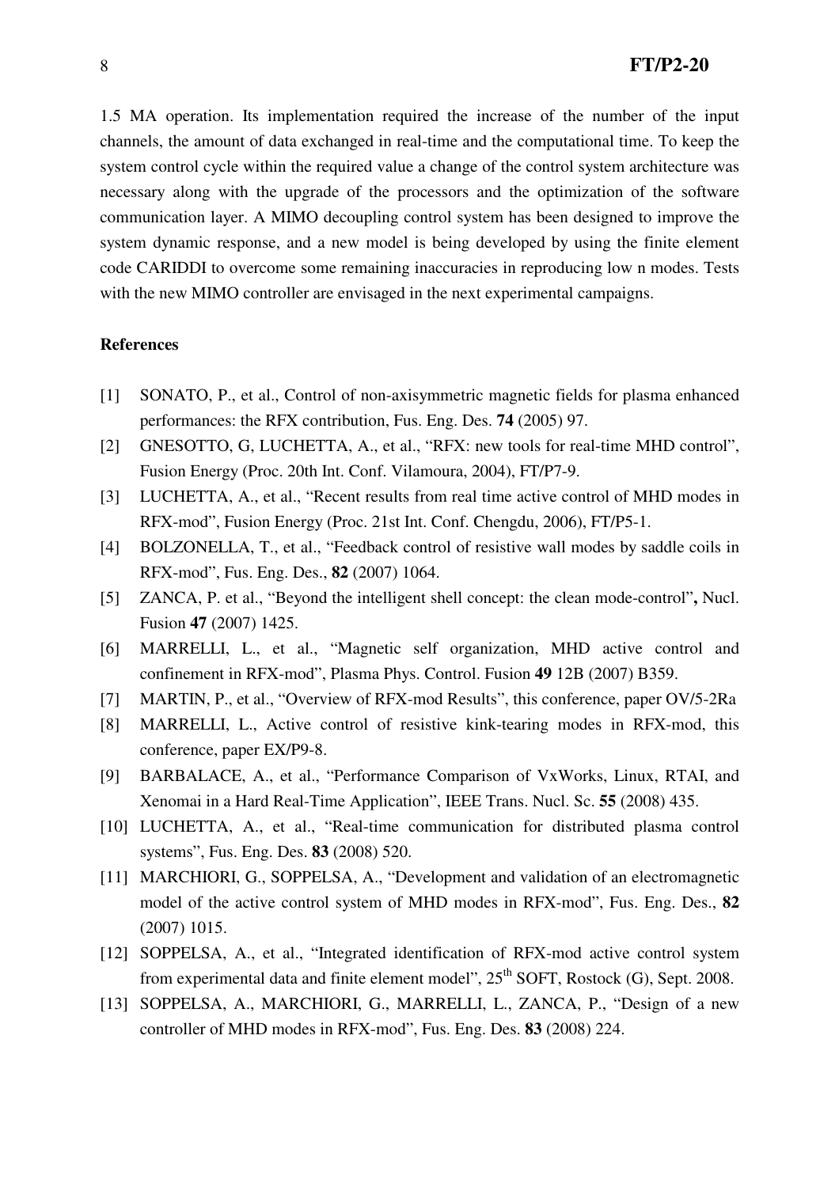1.5 MA operation. Its implementation required the increase of the number of the input channels, the amount of data exchanged in real-time and the computational time. To keep the system control cycle within the required value a change of the control system architecture was necessary along with the upgrade of the processors and the optimization of the software communication layer. A MIMO decoupling control system has been designed to improve the system dynamic response, and a new model is being developed by using the finite element code CARIDDI to overcome some remaining inaccuracies in reproducing low n modes. Tests with the new MIMO controller are envisaged in the next experimental campaigns.

**References**

[1] SONATO, P., et al., Control of non-axisymmetric magnetic fields for plasma enhanced performances: the RFX contribution, Fus. Eng. Des. **74** (2005) 97.

[2] GNESOTTO, G, LUCHETTA, A., et al., “RFX: new tools for real-time MHD control”, Fusion Energy (Proc. 20th Int. Conf. Vilamoura, 2004), FT/P7-9.

[3] LUCHETTA, A., et al., “Recent results from real time active control of MHD modes in RFX-mod”, Fusion Energy (Proc. 21st Int. Conf. Chengdu, 2006), FT/P5-1.

[4] BOLZONELLA, T., et al., “Feedback control of resistive wall modes by saddle coils in RFX-mod”, Fus. Eng. Des., **82** (2007) 1064.

[5] ZANCA, P. et al., “Beyond the intelligent shell concept: the clean mode-control”**,** Nucl. Fusion **47** (2007) 1425.

[6] MARRELLI, L., et al., “Magnetic self organization, MHD active control and confinement in RFX-mod”, Plasma Phys. Control. Fusion **49** 12B (2007) B359.

[7] MARTIN, P., et al., “Overview of RFX-mod Results”, this conference, paper OV/5-2Ra

[8] MARRELLI, L., Active control of resistive kink-tearing modes in RFX-mod, this conference, paper EX/P9-8.

[9] BARBALACE, A., et al., “Performance Comparison of VxWorks, Linux, RTAI, and Xenomai in a Hard Real-Time Application”, IEEE Trans. Nucl. Sc. **55** (2008) 435.

[10] LUCHETTA, A., et al., “Real-time communication for distributed plasma control systems”, Fus. Eng. Des. **83** (2008) 520.

[11] MARCHIORI, G., SOPPELSA, A., “Development and validation of an electromagnetic model of the active control system of MHD modes in RFX-mod”, Fus. Eng. Des., **82** (2007) 1015.

[12] SOPPELSA, A., et al., “Integrated identification of RFX-mod active control system from experimental data and finite element model”, 25th SOFT, Rostock (G), Sept. 2008.

[13] SOPPELSA, A., MARCHIORI, G., MARRELLI, L., ZANCA, P., “Design of a new controller of MHD modes in RFX-mod”, Fus. Eng. Des. **83** (2008) 224.